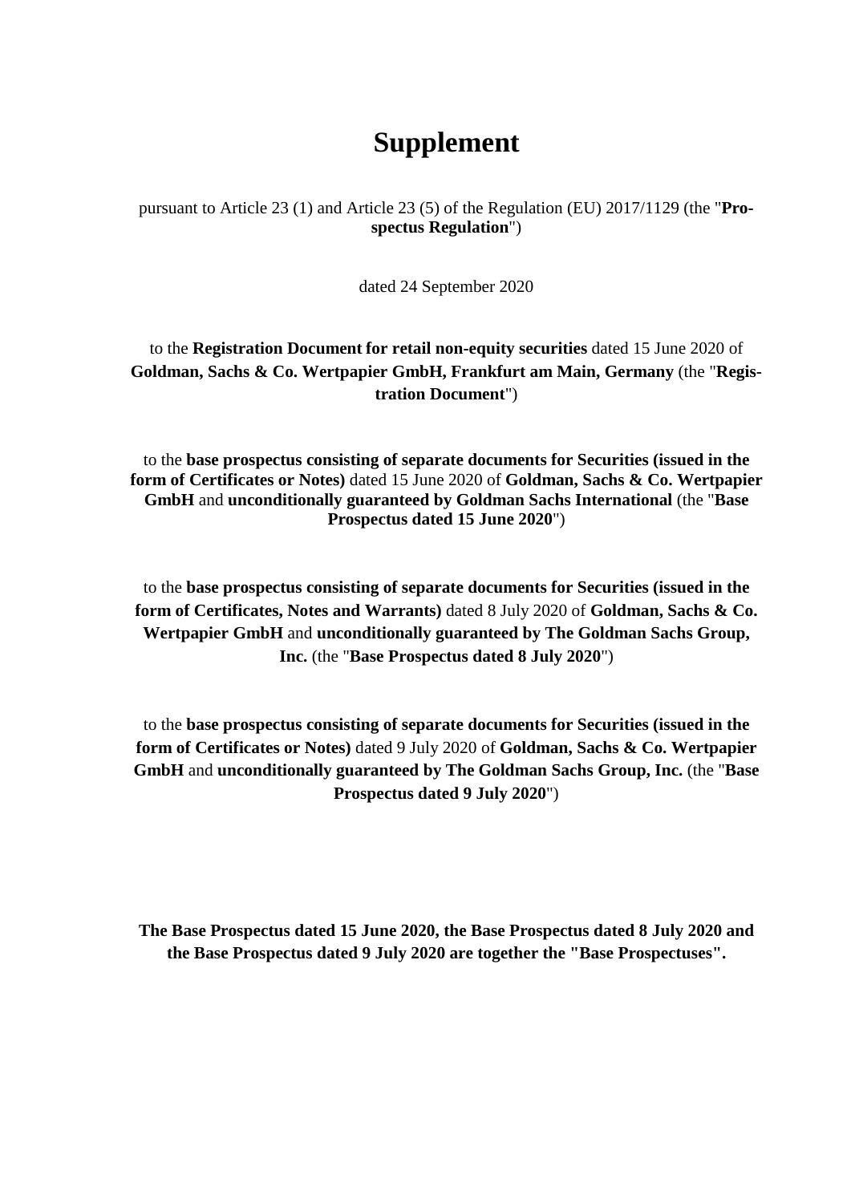# Supplement

pursuant to Article 23 (1) and Article 23 (5) of the Regulation (EU) 2017/1129 (the "**Prospectus Regulation**")

dated 24 September 2020

to the **Registration Document for retail non-equity securities** dated 15 June 2020 of **Goldman, Sachs & Co. Wertpapier GmbH, Frankfurt am Main, Germany** (the "**Registration Document**")

to the **base prospectus consisting of separate documents for Securities (issued in the form of Certificates or Notes)** dated 15 June 2020 of **Goldman, Sachs & Co. Wertpapier GmbH** and **unconditionally guaranteed by Goldman Sachs International** (the "**Base Prospectus dated 15 June 2020**")

to the **base prospectus consisting of separate documents for Securities (issued in the form of Certificates, Notes and Warrants)** dated 8 July 2020 of **Goldman, Sachs & Co. Wertpapier GmbH** and **unconditionally guaranteed by The Goldman Sachs Group, Inc.** (the "**Base Prospectus dated 8 July 2020**")

to the **base prospectus consisting of separate documents for Securities (issued in the form of Certificates or Notes)** dated 9 July 2020 of **Goldman, Sachs & Co. Wertpapier GmbH** and **unconditionally guaranteed by The Goldman Sachs Group, Inc.** (the "**Base Prospectus dated 9 July 2020**")

**The Base Prospectus dated 15 June 2020, the Base Prospectus dated 8 July 2020 and the Base Prospectus dated 9 July 2020 are together the "Base Prospectuses".**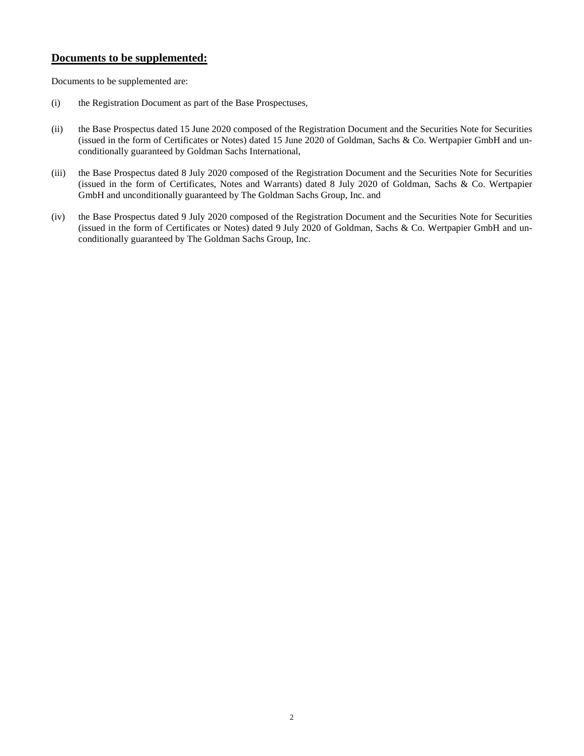## **Documents to be supplemented:**

Documents to be supplemented are:

(i) the Registration Document as part of the Base Prospectuses,

(ii) the Base Prospectus dated 15 June 2020 composed of the Registration Document and the Securities Note for Securities (issued in the form of Certificates or Notes) dated 15 June 2020 of Goldman, Sachs & Co. Wertpapier GmbH and unconditionally guaranteed by Goldman Sachs International,

(iii) the Base Prospectus dated 8 July 2020 composed of the Registration Document and the Securities Note for Securities (issued in the form of Certificates, Notes and Warrants) dated 8 July 2020 of Goldman, Sachs & Co. Wertpapier GmbH and unconditionally guaranteed by The Goldman Sachs Group, Inc. and

(iv) the Base Prospectus dated 9 July 2020 composed of the Registration Document and the Securities Note for Securities (issued in the form of Certificates or Notes) dated 9 July 2020 of Goldman, Sachs & Co. Wertpapier GmbH and unconditionally guaranteed by The Goldman Sachs Group, Inc.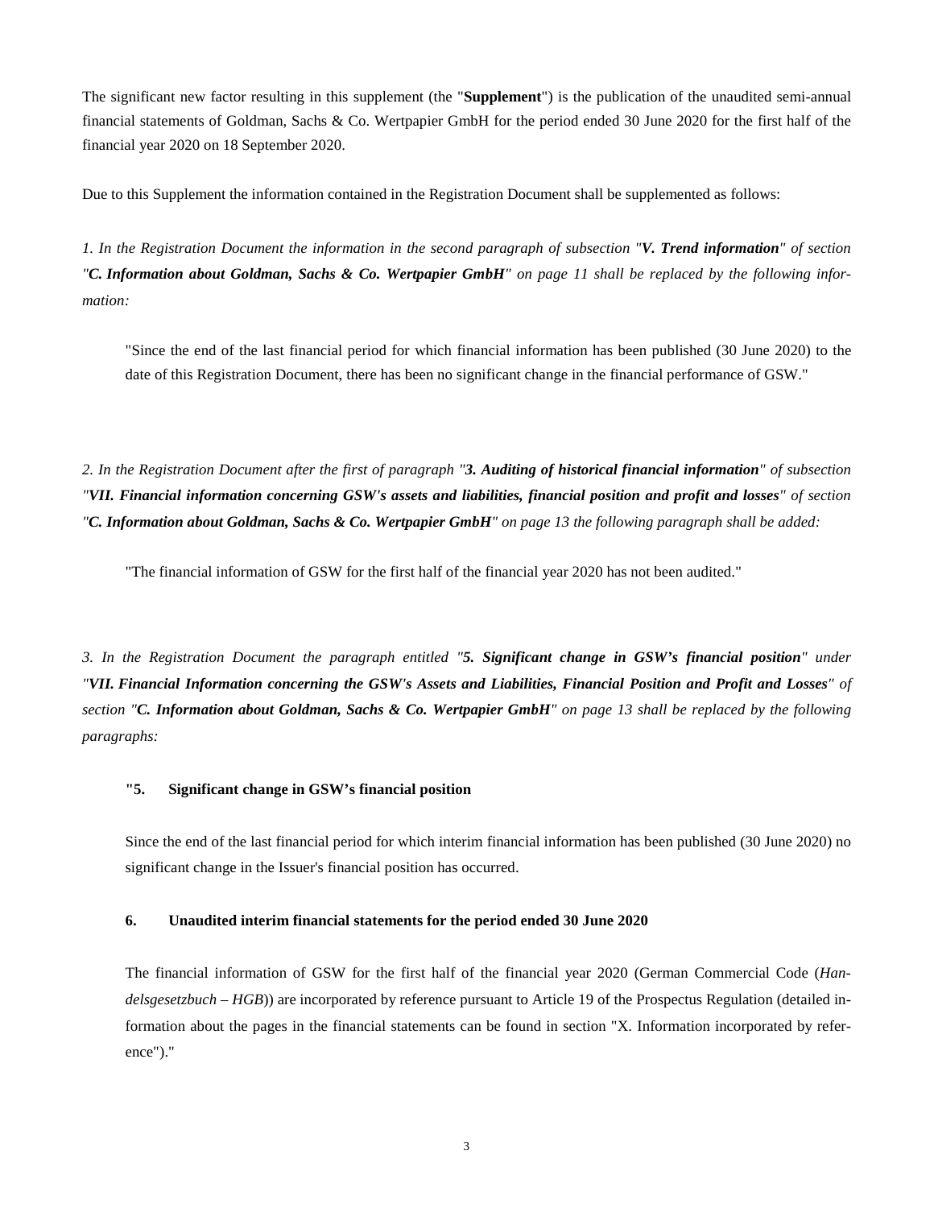The significant new factor resulting in this supplement (the "**Supplement**") is the publication of the unaudited semi-annual financial statements of Goldman, Sachs & Co. Wertpapier GmbH for the period ended 30 June 2020 for the first half of the financial year 2020 on 18 September 2020.

Due to this Supplement the information contained in the Registration Document shall be supplemented as follows:

*1. In the Registration Document the information in the second paragraph of subsection "**V. Trend information**" of section "**C. Information about Goldman, Sachs & Co. Wertpapier GmbH**" on page 11 shall be replaced by the following information:*

> "Since the end of the last financial period for which financial information has been published (30 June 2020) to the date of this Registration Document, there has been no significant change in the financial performance of GSW."

*2. In the Registration Document after the first of paragraph "**3. Auditing of historical financial information**" of subsection "**VII. Financial information concerning GSW's assets and liabilities, financial position and profit and losses**" of section "**C. Information about Goldman, Sachs & Co. Wertpapier GmbH**" on page 13 the following paragraph shall be added:*

> "The financial information of GSW for the first half of the financial year 2020 has not been audited."

*3. In the Registration Document the paragraph entitled "**5. Significant change in GSW's financial position**" under "**VII. Financial Information concerning the GSW's Assets and Liabilities, Financial Position and Profit and Losses**" of section "**C. Information about Goldman, Sachs & Co. Wertpapier GmbH**" on page 13 shall be replaced by the following paragraphs:*

> **"5. Significant change in GSW's financial position**
>
> Since the end of the last financial period for which interim financial information has been published (30 June 2020) no significant change in the Issuer's financial position has occurred.
>
> **6. Unaudited interim financial statements for the period ended 30 June 2020**
>
> The financial information of GSW for the first half of the financial year 2020 (German Commercial Code (*Handelsgesetzbuch – HGB*)) are incorporated by reference pursuant to Article 19 of the Prospectus Regulation (detailed information about the pages in the financial statements can be found in section "X. Information incorporated by reference")."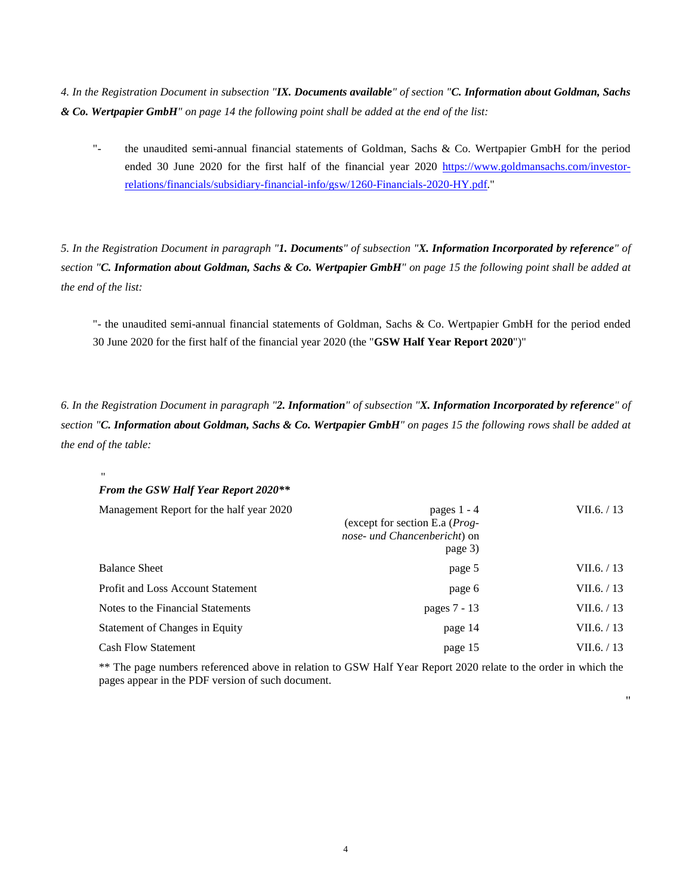*4. In the Registration Document in subsection "**IX. Documents available**" of section "**C. Information about Goldman, Sachs & Co. Wertpapier GmbH**" on page 14 the following point shall be added at the end of the list:*

"- the unaudited semi-annual financial statements of Goldman, Sachs & Co. Wertpapier GmbH for the period ended 30 June 2020 for the first half of the financial year 2020 https://www.goldmansachs.com/investor-relations/financials/subsidiary-financial-info/gsw/1260-Financials-2020-HY.pdf."

*5. In the Registration Document in paragraph "**1. Documents**" of subsection "**X. Information Incorporated by reference**" of section "**C. Information about Goldman, Sachs & Co. Wertpapier GmbH**" on page 15 the following point shall be added at the end of the list:*

"- the unaudited semi-annual financial statements of Goldman, Sachs & Co. Wertpapier GmbH for the period ended 30 June 2020 for the first half of the financial year 2020 (the "**GSW Half Year Report 2020**")"

*6. In the Registration Document in paragraph "**2. Information**" of subsection "**X. Information Incorporated by reference**" of section "**C. Information about Goldman, Sachs & Co. Wertpapier GmbH**" on pages 15 the following rows shall be added at the end of the table:*

"

| ***From the GSW Half Year Report 2020\*\**** | | |
|---|---|---|
| Management Report for the half year 2020 | pages 1 - 4 (except for section E.a (*Prog-nose- und Chancenbericht*) on page 3) | VII.6. / 13 |
| Balance Sheet | page 5 | VII.6. / 13 |
| Profit and Loss Account Statement | page 6 | VII.6. / 13 |
| Notes to the Financial Statements | pages 7 - 13 | VII.6. / 13 |
| Statement of Changes in Equity | page 14 | VII.6. / 13 |
| Cash Flow Statement | page 15 | VII.6. / 13 |

** The page numbers referenced above in relation to GSW Half Year Report 2020 relate to the order in which the pages appear in the PDF version of such document.

"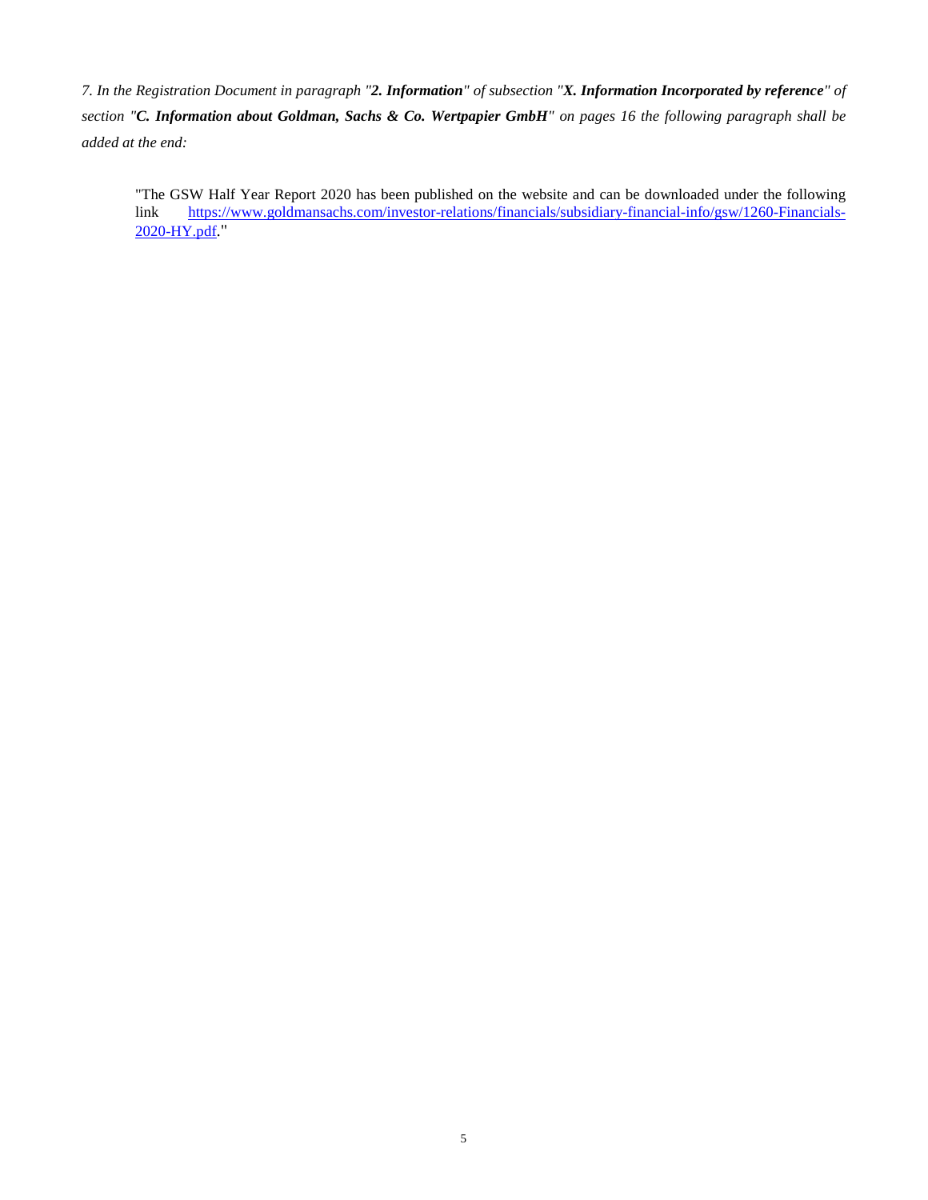*7. In the Registration Document in paragraph "**2. Information**" of subsection "**X. Information Incorporated by reference**" of section "**C. Information about Goldman, Sachs & Co. Wertpapier GmbH**" on pages 16 the following paragraph shall be added at the end:*

"The GSW Half Year Report 2020 has been published on the website and can be downloaded under the following link [https://www.goldmansachs.com/investor-relations/financials/subsidiary-financial-info/gsw/1260-Financials-2020-HY.pdf](https://www.goldmansachs.com/investor-relations/financials/subsidiary-financial-info/gsw/1260-Financials-2020-HY.pdf)."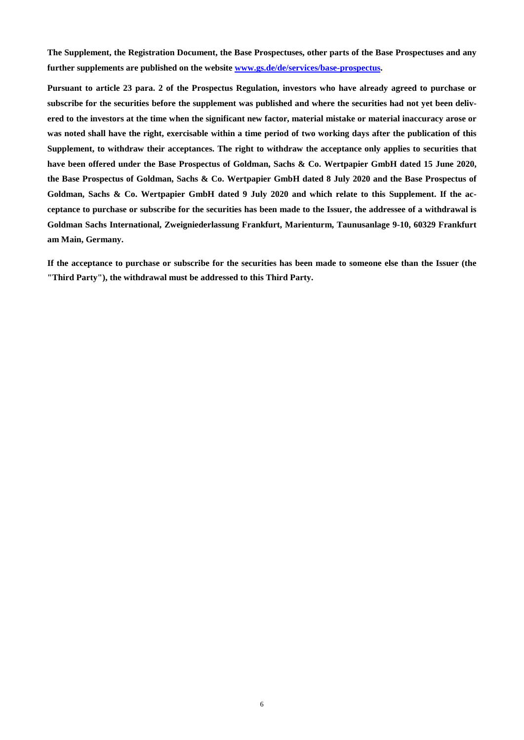**The Supplement, the Registration Document, the Base Prospectuses, other parts of the Base Prospectuses and any further supplements are published on the website [www.gs.de/de/services/base-prospectus](www.gs.de/de/services/base-prospectus).**

**Pursuant to article 23 para. 2 of the Prospectus Regulation, investors who have already agreed to purchase or subscribe for the securities before the supplement was published and where the securities had not yet been delivered to the investors at the time when the significant new factor, material mistake or material inaccuracy arose or was noted shall have the right, exercisable within a time period of two working days after the publication of this Supplement, to withdraw their acceptances. The right to withdraw the acceptance only applies to securities that have been offered under the Base Prospectus of Goldman, Sachs & Co. Wertpapier GmbH dated 15 June 2020, the Base Prospectus of Goldman, Sachs & Co. Wertpapier GmbH dated 8 July 2020 and the Base Prospectus of Goldman, Sachs & Co. Wertpapier GmbH dated 9 July 2020 and which relate to this Supplement. If the acceptance to purchase or subscribe for the securities has been made to the Issuer, the addressee of a withdrawal is Goldman Sachs International, Zweigniederlassung Frankfurt, Marienturm, Taunusanlage 9-10, 60329 Frankfurt am Main, Germany.**

**If the acceptance to purchase or subscribe for the securities has been made to someone else than the Issuer (the "Third Party"), the withdrawal must be addressed to this Third Party.**